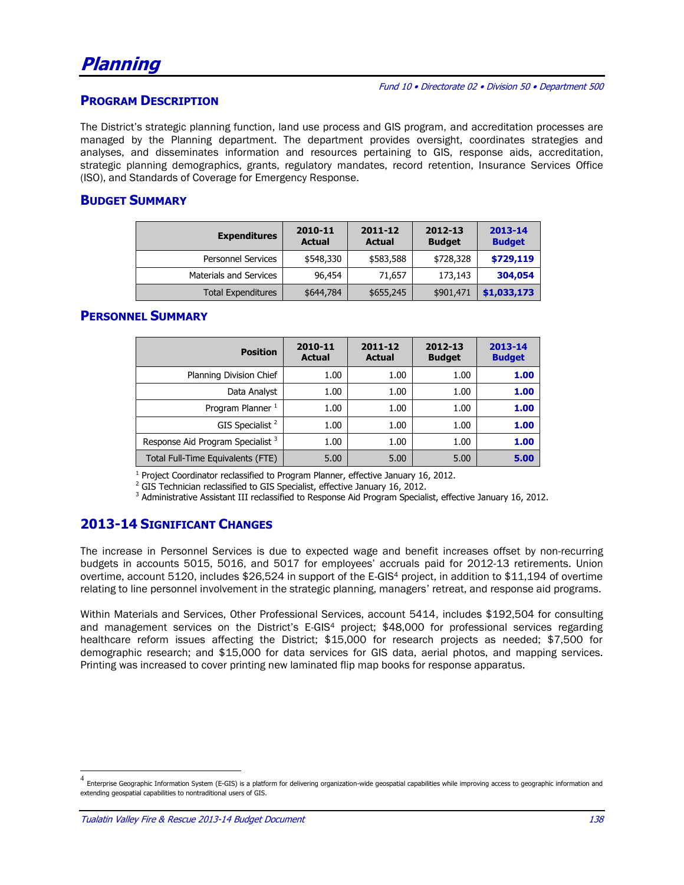# Planning

*Fund 10 • Directorate 02 • Division 50 • Department 500*

## Program Description

The District's strategic planning function, land use process and GIS program, and accreditation processes are managed by the Planning department. The department provides oversight, coordinates strategies and analyses, and disseminates information and resources pertaining to GIS, response aids, accreditation, strategic planning demographics, grants, regulatory mandates, record retention, Insurance Services Office (ISO), and Standards of Coverage for Emergency Response.

## Budget Summary

| Expenditures | 2010-11 Actual | 2011-12 Actual | 2012-13 Budget | 2013-14 Budget |
|---|---|---|---|---|
| Personnel Services | $548,330 | $583,588 | $728,328 | **$729,119** |
| Materials and Services | 96,454 | 71,657 | 173,143 | **304,054** |
| Total Expenditures | $644,784 | $655,245 | $901,471 | **$1,033,173** |

## Personnel Summary

| Position | 2010-11 Actual | 2011-12 Actual | 2012-13 Budget | 2013-14 Budget |
|---|---|---|---|---|
| Planning Division Chief | 1.00 | 1.00 | 1.00 | **1.00** |
| Data Analyst | 1.00 | 1.00 | 1.00 | **1.00** |
| Program Planner [1] | 1.00 | 1.00 | 1.00 | **1.00** |
| GIS Specialist [2] | 1.00 | 1.00 | 1.00 | **1.00** |
| Response Aid Program Specialist [3] | 1.00 | 1.00 | 1.00 | **1.00** |
| Total Full-Time Equivalents (FTE) | 5.00 | 5.00 | 5.00 | **5.00** |

[1] Project Coordinator reclassified to Program Planner, effective January 16, 2012.
[2] GIS Technician reclassified to GIS Specialist, effective January 16, 2012.
[3] Administrative Assistant III reclassified to Response Aid Program Specialist, effective January 16, 2012.

## 2013-14 Significant Changes

The increase in Personnel Services is due to expected wage and benefit increases offset by non-recurring budgets in accounts 5015, 5016, and 5017 for employees' accruals paid for 2012-13 retirements. Union overtime, account 5120, includes $26,524 in support of the E-GIS[4] project, in addition to $11,194 of overtime relating to line personnel involvement in the strategic planning, managers' retreat, and response aid programs.

Within Materials and Services, Other Professional Services, account 5414, includes $192,504 for consulting and management services on the District's E-GIS[4] project; $48,000 for professional services regarding healthcare reform issues affecting the District; $15,000 for research projects as needed; $7,500 for demographic research; and $15,000 for data services for GIS data, aerial photos, and mapping services. Printing was increased to cover printing new laminated flip map books for response apparatus.

[4] Enterprise Geographic Information System (E-GIS) is a platform for delivering organization-wide geospatial capabilities while improving access to geographic information and extending geospatial capabilities to nontraditional users of GIS.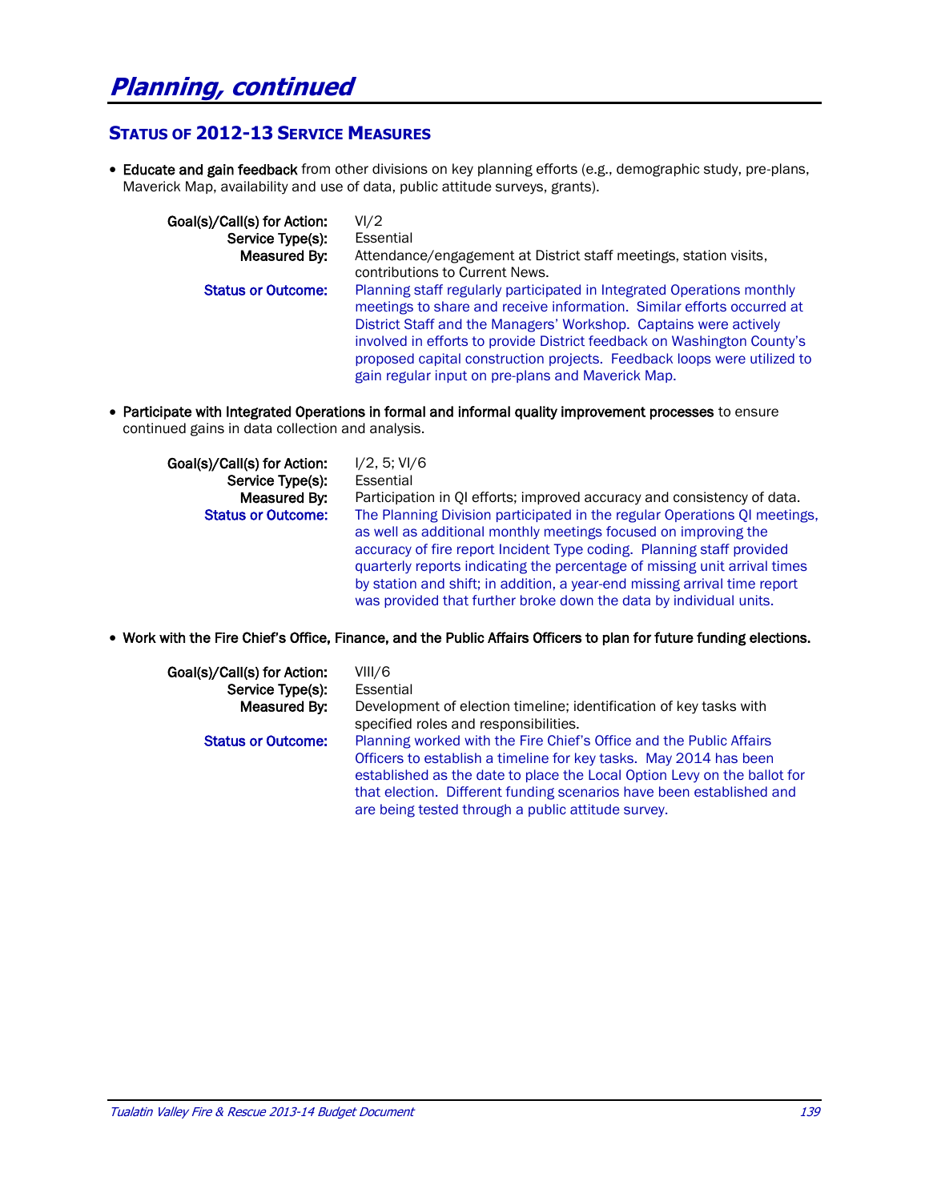# Planning, continued

## STATUS OF 2012-13 SERVICE MEASURES

- **Educate and gain feedback** from other divisions on key planning efforts (e.g., demographic study, pre-plans, Maverick Map, availability and use of data, public attitude surveys, grants).

  **Goal(s)/Call(s) for Action:** VI/2
  **Service Type(s):** Essential
  **Measured By:** Attendance/engagement at District staff meetings, station visits, contributions to Current News.
  **Status or Outcome:** Planning staff regularly participated in Integrated Operations monthly meetings to share and receive information. Similar efforts occurred at District Staff and the Managers' Workshop. Captains were actively involved in efforts to provide District feedback on Washington County's proposed capital construction projects. Feedback loops were utilized to gain regular input on pre-plans and Maverick Map.

- **Participate with Integrated Operations in formal and informal quality improvement processes** to ensure continued gains in data collection and analysis.

  **Goal(s)/Call(s) for Action:** I/2, 5; VI/6
  **Service Type(s):** Essential
  **Measured By:** Participation in QI efforts; improved accuracy and consistency of data.
  **Status or Outcome:** The Planning Division participated in the regular Operations QI meetings, as well as additional monthly meetings focused on improving the accuracy of fire report Incident Type coding. Planning staff provided quarterly reports indicating the percentage of missing unit arrival times by station and shift; in addition, a year-end missing arrival time report was provided that further broke down the data by individual units.

- **Work with the Fire Chief's Office, Finance, and the Public Affairs Officers to plan for future funding elections.**

  **Goal(s)/Call(s) for Action:** VIII/6
  **Service Type(s):** Essential
  **Measured By:** Development of election timeline; identification of key tasks with specified roles and responsibilities.
  **Status or Outcome:** Planning worked with the Fire Chief's Office and the Public Affairs Officers to establish a timeline for key tasks. May 2014 has been established as the date to place the Local Option Levy on the ballot for that election. Different funding scenarios have been established and are being tested through a public attitude survey.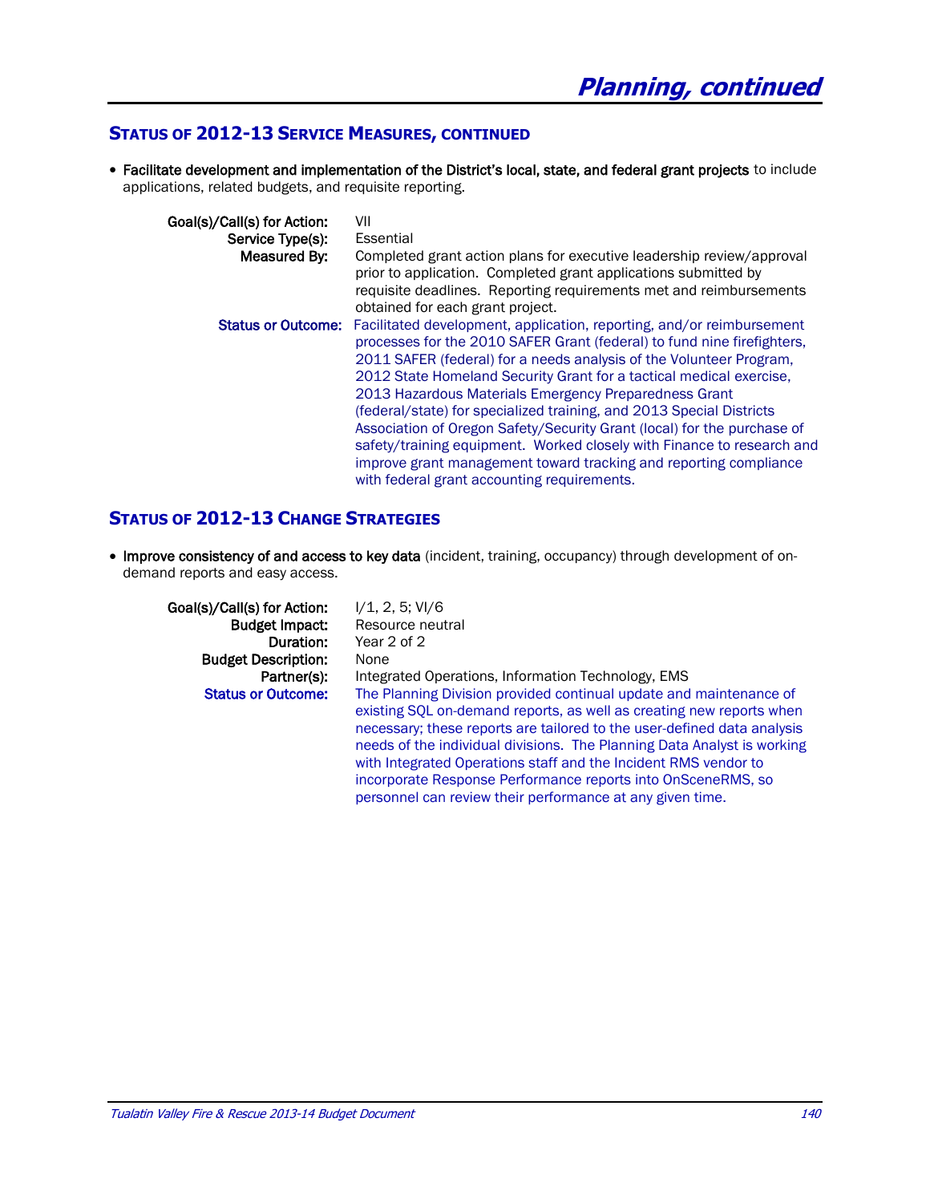# Planning, continued

## Status of 2012-13 Service Measures, continued

- **Facilitate development and implementation of the District's local, state, and federal grant projects** to include applications, related budgets, and requisite reporting.

**Goal(s)/Call(s) for Action:** VII
**Service Type(s):** Essential
**Measured By:** Completed grant action plans for executive leadership review/approval prior to application. Completed grant applications submitted by requisite deadlines. Reporting requirements met and reimbursements obtained for each grant project.
**Status or Outcome:** Facilitated development, application, reporting, and/or reimbursement processes for the 2010 SAFER Grant (federal) to fund nine firefighters, 2011 SAFER (federal) for a needs analysis of the Volunteer Program, 2012 State Homeland Security Grant for a tactical medical exercise, 2013 Hazardous Materials Emergency Preparedness Grant (federal/state) for specialized training, and 2013 Special Districts Association of Oregon Safety/Security Grant (local) for the purchase of safety/training equipment. Worked closely with Finance to research and improve grant management toward tracking and reporting compliance with federal grant accounting requirements.

## Status of 2012-13 Change Strategies

- **Improve consistency of and access to key data** (incident, training, occupancy) through development of on-demand reports and easy access.

**Goal(s)/Call(s) for Action:** I/1, 2, 5; VI/6
**Budget Impact:** Resource neutral
**Duration:** Year 2 of 2
**Budget Description:** None
**Partner(s):** Integrated Operations, Information Technology, EMS
**Status or Outcome:** The Planning Division provided continual update and maintenance of existing SQL on-demand reports, as well as creating new reports when necessary; these reports are tailored to the user-defined data analysis needs of the individual divisions. The Planning Data Analyst is working with Integrated Operations staff and the Incident RMS vendor to incorporate Response Performance reports into OnSceneRMS, so personnel can review their performance at any given time.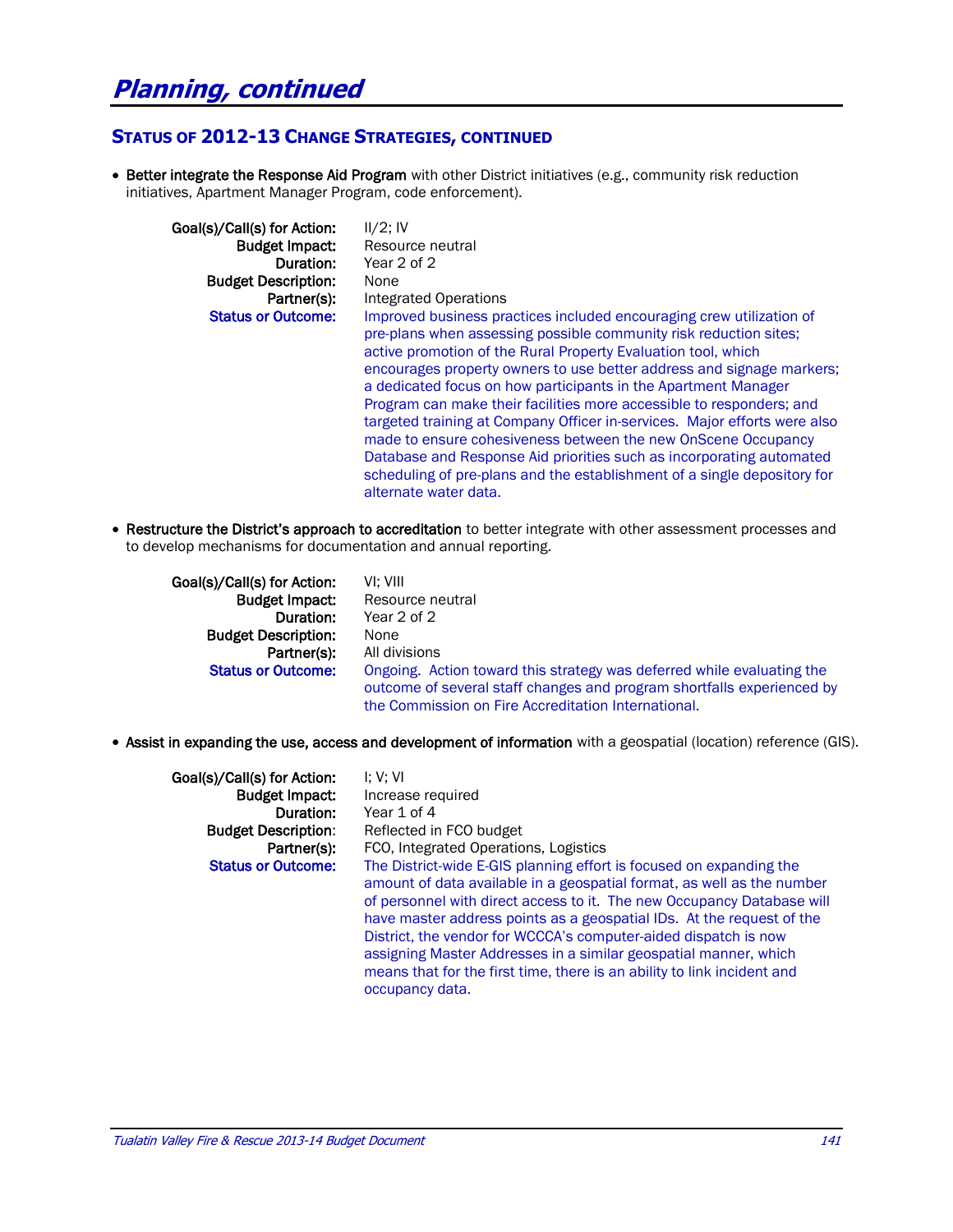# *Planning, continued*

## STATUS OF 2012-13 CHANGE STRATEGIES, CONTINUED

- **Better integrate the Response Aid Program** with other District initiatives (e.g., community risk reduction initiatives, Apartment Manager Program, code enforcement).

  **Goal(s)/Call(s) for Action:** II/2; IV
  **Budget Impact:** Resource neutral
  **Duration:** Year 2 of 2
  **Budget Description:** None
  **Partner(s):** Integrated Operations
  **Status or Outcome:** Improved business practices included encouraging crew utilization of pre-plans when assessing possible community risk reduction sites; active promotion of the Rural Property Evaluation tool, which encourages property owners to use better address and signage markers; a dedicated focus on how participants in the Apartment Manager Program can make their facilities more accessible to responders; and targeted training at Company Officer in-services. Major efforts were also made to ensure cohesiveness between the new OnScene Occupancy Database and Response Aid priorities such as incorporating automated scheduling of pre-plans and the establishment of a single depository for alternate water data.

- **Restructure the District's approach to accreditation** to better integrate with other assessment processes and to develop mechanisms for documentation and annual reporting.

  **Goal(s)/Call(s) for Action:** VI; VIII
  **Budget Impact:** Resource neutral
  **Duration:** Year 2 of 2
  **Budget Description:** None
  **Partner(s):** All divisions
  **Status or Outcome:** Ongoing. Action toward this strategy was deferred while evaluating the outcome of several staff changes and program shortfalls experienced by the Commission on Fire Accreditation International.

- **Assist in expanding the use, access and development of information** with a geospatial (location) reference (GIS).

  **Goal(s)/Call(s) for Action:** I; V; VI
  **Budget Impact:** Increase required
  **Duration:** Year 1 of 4
  **Budget Description:** Reflected in FCO budget
  **Partner(s):** FCO, Integrated Operations, Logistics
  **Status or Outcome:** The District-wide E-GIS planning effort is focused on expanding the amount of data available in a geospatial format, as well as the number of personnel with direct access to it. The new Occupancy Database will have master address points as a geospatial IDs. At the request of the District, the vendor for WCCCA's computer-aided dispatch is now assigning Master Addresses in a similar geospatial manner, which means that for the first time, there is an ability to link incident and occupancy data.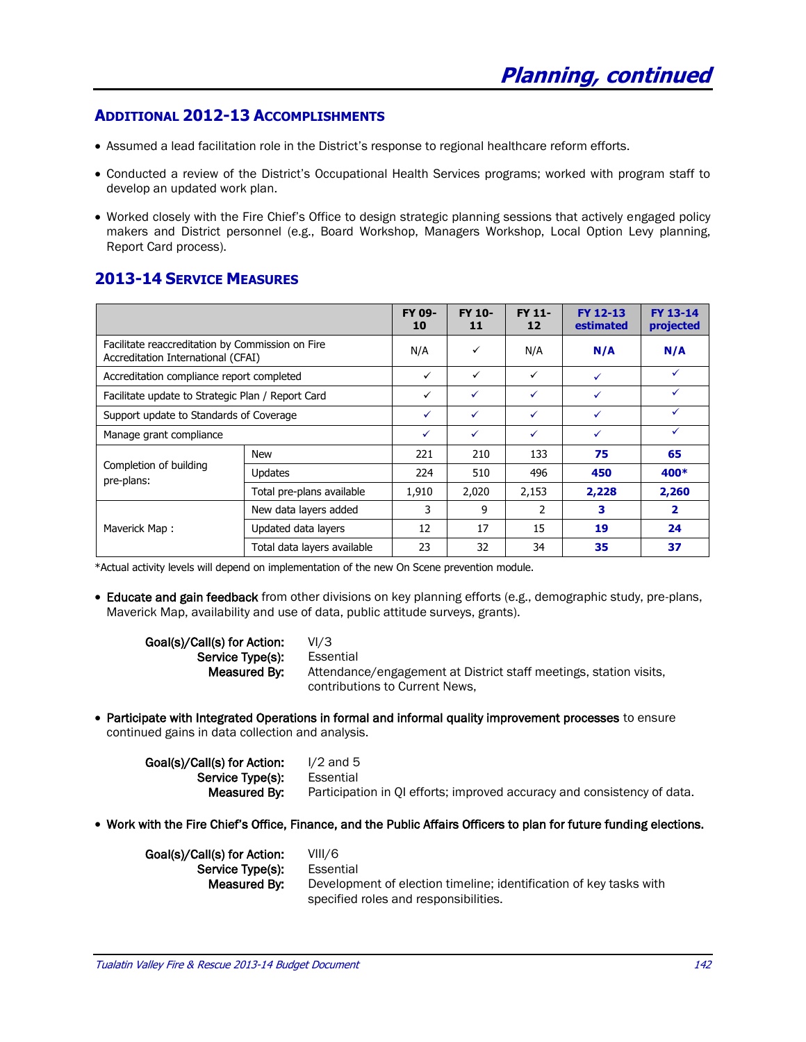# Planning, continued

## Additional 2012-13 Accomplishments

- Assumed a lead facilitation role in the District's response to regional healthcare reform efforts.
- Conducted a review of the District's Occupational Health Services programs; worked with program staff to develop an updated work plan.
- Worked closely with the Fire Chief's Office to design strategic planning sessions that actively engaged policy makers and District personnel (e.g., Board Workshop, Managers Workshop, Local Option Levy planning, Report Card process).

## 2013-14 Service Measures

| | | FY 09-10 | FY 10-11 | FY 11-12 | FY 12-13 estimated | FY 13-14 projected |
|---|---|---|---|---|---|---|
| Facilitate reaccreditation by Commission on Fire Accreditation International (CFAI) | | N/A | ✓ | N/A | **N/A** | **N/A** |
| Accreditation compliance report completed | | ✓ | ✓ | ✓ | ✓ | ✓ |
| Facilitate update to Strategic Plan / Report Card | | ✓ | ✓ | ✓ | ✓ | ✓ |
| Support update to Standards of Coverage | | ✓ | ✓ | ✓ | ✓ | ✓ |
| Manage grant compliance | | ✓ | ✓ | ✓ | ✓ | ✓ |
| Completion of building pre-plans: | New | 221 | 210 | 133 | **75** | **65** |
| | Updates | 224 | 510 | 496 | **450** | **400*** |
| | Total pre-plans available | 1,910 | 2,020 | 2,153 | **2,228** | **2,260** |
| Maverick Map : | New data layers added | 3 | 9 | 2 | **3** | **2** |
| | Updated data layers | 12 | 17 | 15 | **19** | **24** |
| | Total data layers available | 23 | 32 | 34 | **35** | **37** |

*Actual activity levels will depend on implementation of the new On Scene prevention module.

- **Educate and gain feedback** from other divisions on key planning efforts (e.g., demographic study, pre-plans, Maverick Map, availability and use of data, public attitude surveys, grants).

  **Goal(s)/Call(s) for Action:** VI/3
  **Service Type(s):** Essential
  **Measured By:** Attendance/engagement at District staff meetings, station visits, contributions to Current News,

- **Participate with Integrated Operations in formal and informal quality improvement processes** to ensure continued gains in data collection and analysis.

  **Goal(s)/Call(s) for Action:** I/2 and 5
  **Service Type(s):** Essential
  **Measured By:** Participation in QI efforts; improved accuracy and consistency of data.

- **Work with the Fire Chief's Office, Finance, and the Public Affairs Officers to plan for future funding elections.**

  **Goal(s)/Call(s) for Action:** VIII/6
  **Service Type(s):** Essential
  **Measured By:** Development of election timeline; identification of key tasks with specified roles and responsibilities.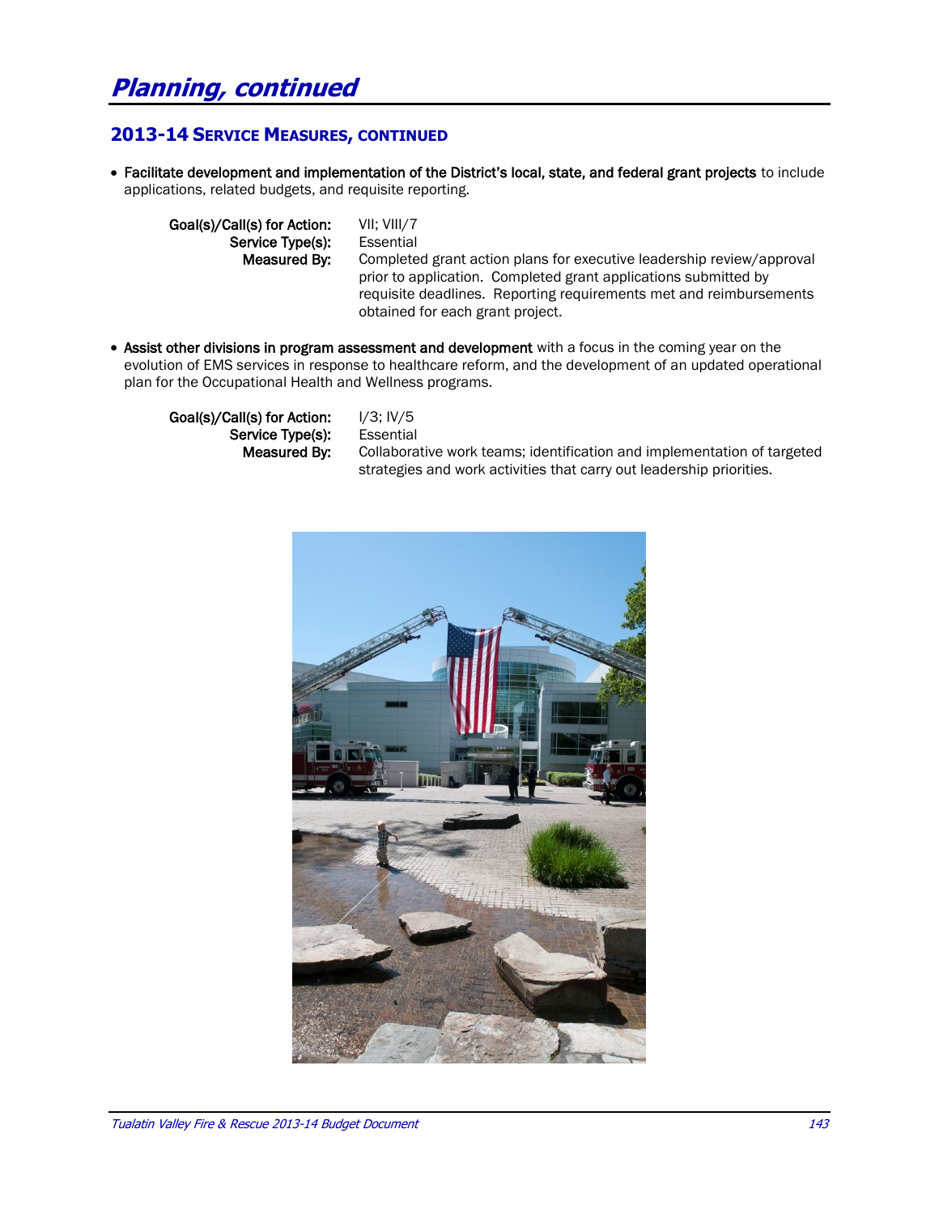# Planning, continued

## 2013-14 Service Measures, continued

- **Facilitate development and implementation of the District's local, state, and federal grant projects** to include applications, related budgets, and requisite reporting.

  **Goal(s)/Call(s) for Action:** VII; VIII/7
  **Service Type(s):** Essential
  **Measured By:** Completed grant action plans for executive leadership review/approval prior to application. Completed grant applications submitted by requisite deadlines. Reporting requirements met and reimbursements obtained for each grant project.

- **Assist other divisions in program assessment and development** with a focus in the coming year on the evolution of EMS services in response to healthcare reform, and the development of an updated operational plan for the Occupational Health and Wellness programs.

  **Goal(s)/Call(s) for Action:** I/3; IV/5
  **Service Type(s):** Essential
  **Measured By:** Collaborative work teams; identification and implementation of targeted strategies and work activities that carry out leadership priorities.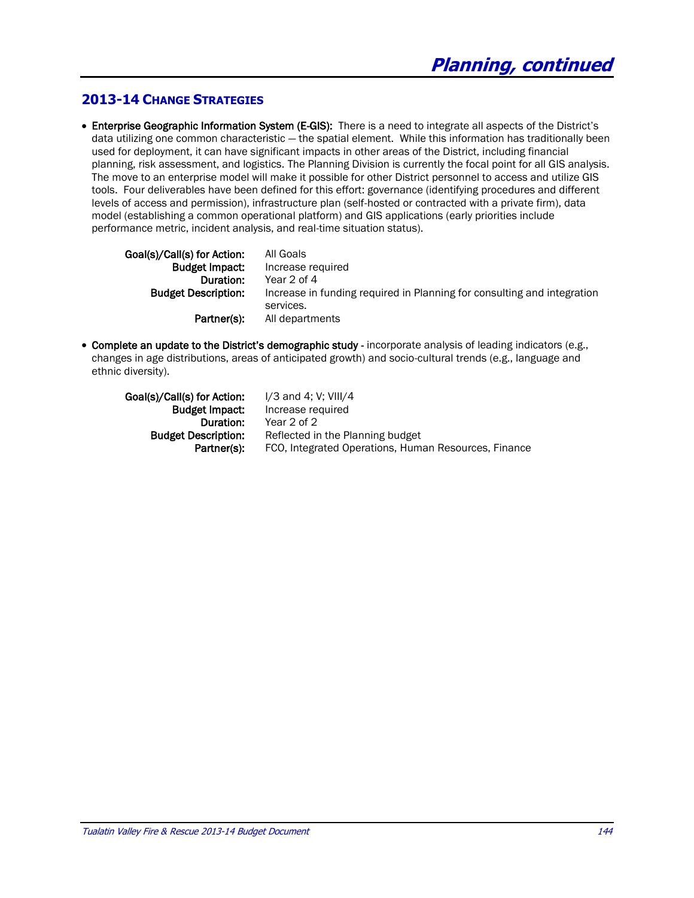# Planning, continued

## 2013-14 Change Strategies

- **Enterprise Geographic Information System (E-GIS):** There is a need to integrate all aspects of the District's data utilizing one common characteristic — the spatial element. While this information has traditionally been used for deployment, it can have significant impacts in other areas of the District, including financial planning, risk assessment, and logistics. The Planning Division is currently the focal point for all GIS analysis. The move to an enterprise model will make it possible for other District personnel to access and utilize GIS tools. Four deliverables have been defined for this effort: governance (identifying procedures and different levels of access and permission), infrastructure plan (self-hosted or contracted with a private firm), data model (establishing a common operational platform) and GIS applications (early priorities include performance metric, incident analysis, and real-time situation status).

  **Goal(s)/Call(s) for Action:** All Goals
  **Budget Impact:** Increase required
  **Duration:** Year 2 of 4
  **Budget Description:** Increase in funding required in Planning for consulting and integration services.
  **Partner(s):** All departments

- **Complete an update to the District's demographic study** - incorporate analysis of leading indicators (e.g., changes in age distributions, areas of anticipated growth) and socio-cultural trends (e.g., language and ethnic diversity).

  **Goal(s)/Call(s) for Action:** I/3 and 4; V; VIII/4
  **Budget Impact:** Increase required
  **Duration:** Year 2 of 2
  **Budget Description:** Reflected in the Planning budget
  **Partner(s):** FCO, Integrated Operations, Human Resources, Finance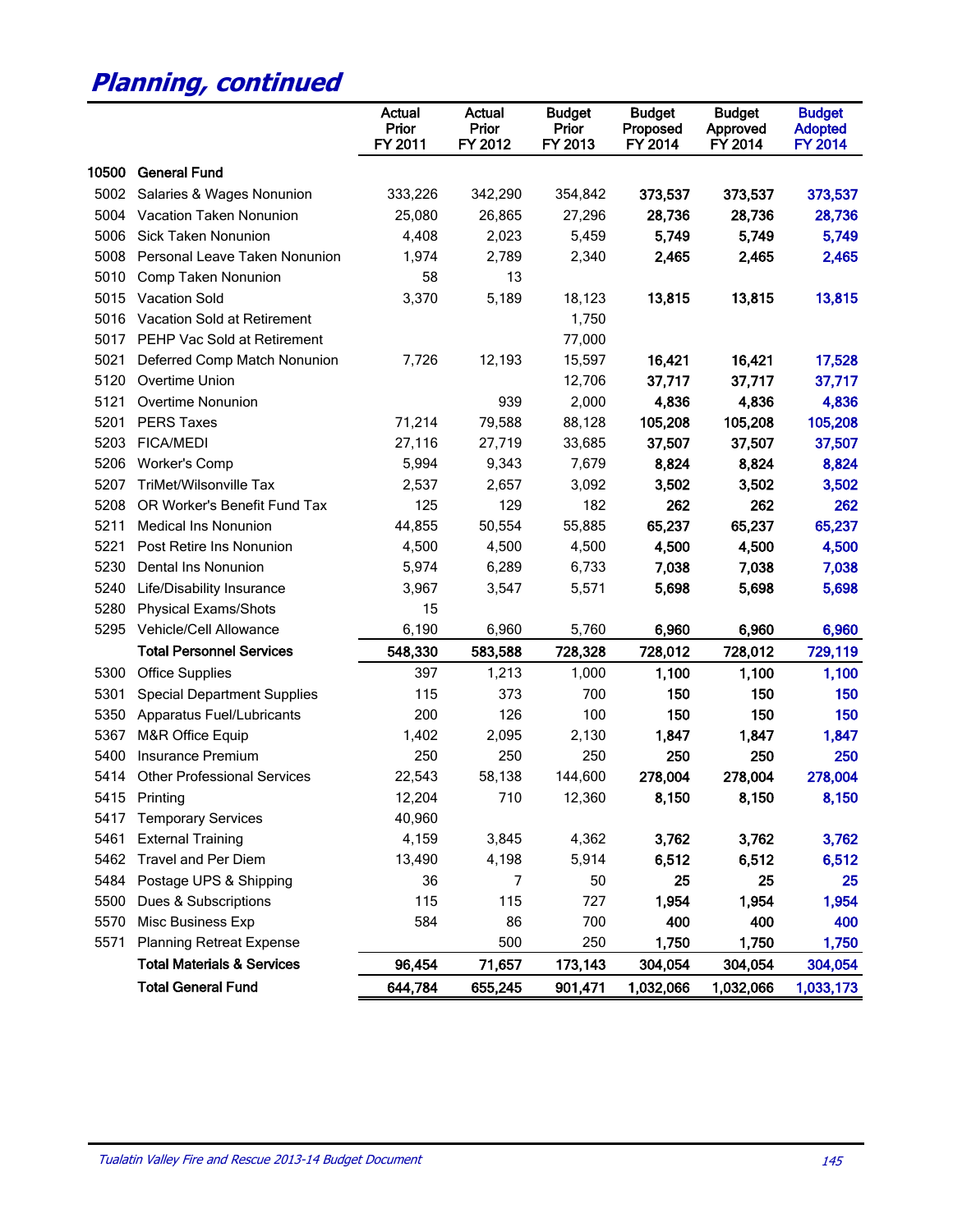# Planning, continued

| | | Actual Prior FY 2011 | Actual Prior FY 2012 | Budget Prior FY 2013 | Budget Proposed FY 2014 | Budget Approved FY 2014 | Budget Adopted FY 2014 |
|---|---|---|---|---|---|---|---|
| **10500** | **General Fund** | | | | | | |
| 5002 | Salaries & Wages Nonunion | 333,226 | 342,290 | 354,842 | **373,537** | **373,537** | **373,537** |
| 5004 | Vacation Taken Nonunion | 25,080 | 26,865 | 27,296 | **28,736** | **28,736** | **28,736** |
| 5006 | Sick Taken Nonunion | 4,408 | 2,023 | 5,459 | **5,749** | **5,749** | **5,749** |
| 5008 | Personal Leave Taken Nonunion | 1,974 | 2,789 | 2,340 | **2,465** | **2,465** | **2,465** |
| 5010 | Comp Taken Nonunion | 58 | 13 | | | | |
| 5015 | Vacation Sold | 3,370 | 5,189 | 18,123 | **13,815** | **13,815** | **13,815** |
| 5016 | Vacation Sold at Retirement | | | 1,750 | | | |
| 5017 | PEHP Vac Sold at Retirement | | | 77,000 | | | |
| 5021 | Deferred Comp Match Nonunion | 7,726 | 12,193 | 15,597 | **16,421** | **16,421** | **17,528** |
| 5120 | Overtime Union | | | 12,706 | **37,717** | **37,717** | **37,717** |
| 5121 | Overtime Nonunion | | 939 | 2,000 | **4,836** | **4,836** | **4,836** |
| 5201 | PERS Taxes | 71,214 | 79,588 | 88,128 | **105,208** | **105,208** | **105,208** |
| 5203 | FICA/MEDI | 27,116 | 27,719 | 33,685 | **37,507** | **37,507** | **37,507** |
| 5206 | Worker's Comp | 5,994 | 9,343 | 7,679 | **8,824** | **8,824** | **8,824** |
| 5207 | TriMet/Wilsonville Tax | 2,537 | 2,657 | 3,092 | **3,502** | **3,502** | **3,502** |
| 5208 | OR Worker's Benefit Fund Tax | 125 | 129 | 182 | **262** | **262** | **262** |
| 5211 | Medical Ins Nonunion | 44,855 | 50,554 | 55,885 | **65,237** | **65,237** | **65,237** |
| 5221 | Post Retire Ins Nonunion | 4,500 | 4,500 | 4,500 | **4,500** | **4,500** | **4,500** |
| 5230 | Dental Ins Nonunion | 5,974 | 6,289 | 6,733 | **7,038** | **7,038** | **7,038** |
| 5240 | Life/Disability Insurance | 3,967 | 3,547 | 5,571 | **5,698** | **5,698** | **5,698** |
| 5280 | Physical Exams/Shots | 15 | | | | | |
| 5295 | Vehicle/Cell Allowance | 6,190 | 6,960 | 5,760 | **6,960** | **6,960** | **6,960** |
| | **Total Personnel Services** | **548,330** | **583,588** | **728,328** | **728,012** | **728,012** | **729,119** |
| 5300 | Office Supplies | 397 | 1,213 | 1,000 | **1,100** | **1,100** | **1,100** |
| 5301 | Special Department Supplies | 115 | 373 | 700 | **150** | **150** | **150** |
| 5350 | Apparatus Fuel/Lubricants | 200 | 126 | 100 | **150** | **150** | **150** |
| 5367 | M&R Office Equip | 1,402 | 2,095 | 2,130 | **1,847** | **1,847** | **1,847** |
| 5400 | Insurance Premium | 250 | 250 | 250 | **250** | **250** | **250** |
| 5414 | Other Professional Services | 22,543 | 58,138 | 144,600 | **278,004** | **278,004** | **278,004** |
| 5415 | Printing | 12,204 | 710 | 12,360 | **8,150** | **8,150** | **8,150** |
| 5417 | Temporary Services | 40,960 | | | | | |
| 5461 | External Training | 4,159 | 3,845 | 4,362 | **3,762** | **3,762** | **3,762** |
| 5462 | Travel and Per Diem | 13,490 | 4,198 | 5,914 | **6,512** | **6,512** | **6,512** |
| 5484 | Postage UPS & Shipping | 36 | 7 | 50 | **25** | **25** | **25** |
| 5500 | Dues & Subscriptions | 115 | 115 | 727 | **1,954** | **1,954** | **1,954** |
| 5570 | Misc Business Exp | 584 | 86 | 700 | **400** | **400** | **400** |
| 5571 | Planning Retreat Expense | | 500 | 250 | **1,750** | **1,750** | **1,750** |
| | **Total Materials & Services** | **96,454** | **71,657** | **173,143** | **304,054** | **304,054** | **304,054** |
| | **Total General Fund** | **644,784** | **655,245** | **901,471** | **1,032,066** | **1,032,066** | **1,033,173** |